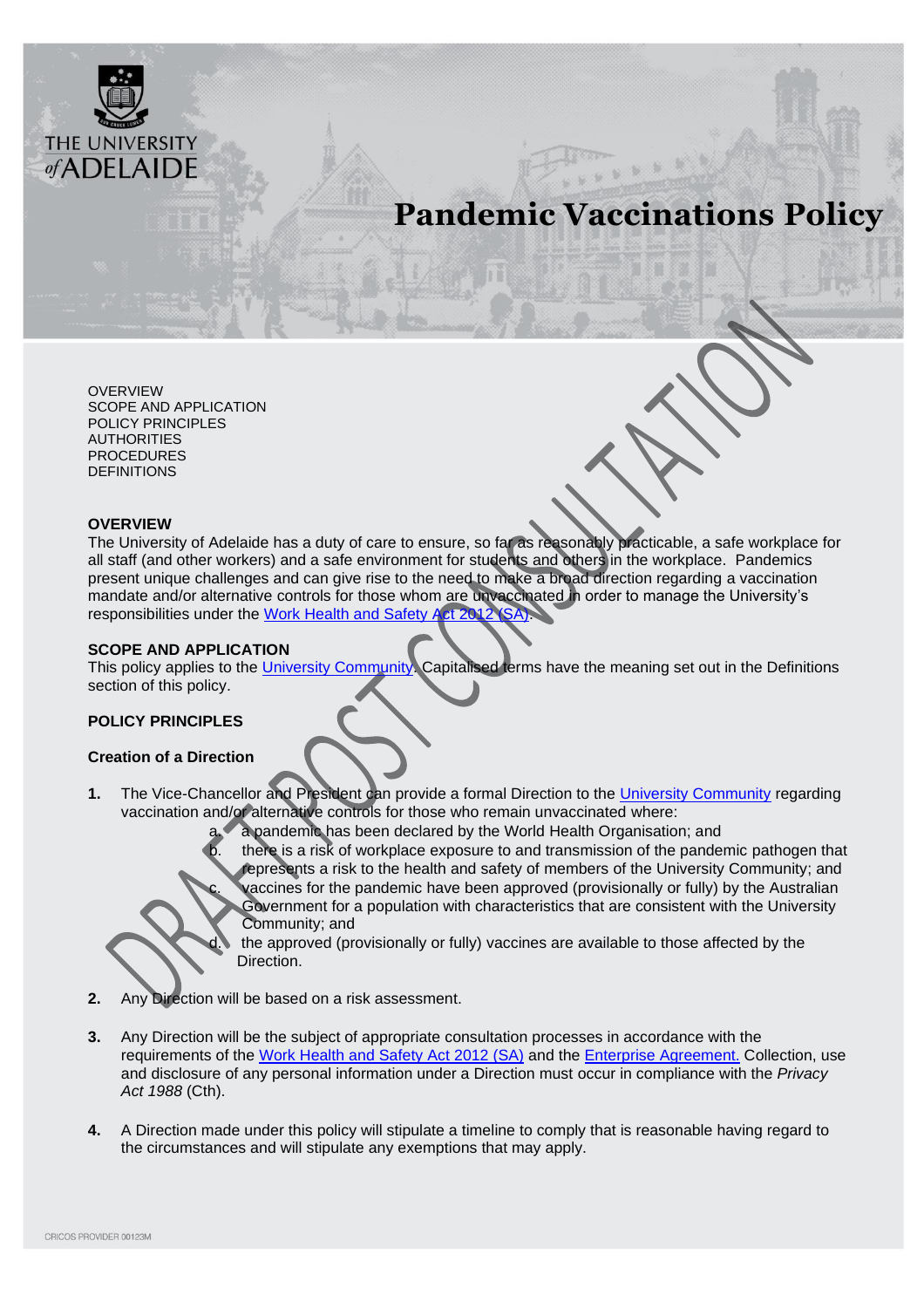# Pandemic Vaccinations Policy

OVERVIEW
SCOPE AND APPLICATION
POLICY PRINCIPLES
AUTHORITIES
PROCEDURES
DEFINITIONS

DRAFT POST CONSULTATION

## OVERVIEW

The University of Adelaide has a duty of care to ensure, so far as reasonably practicable, a safe workplace for all staff (and other workers) and a safe environment for students and others in the workplace. Pandemics present unique challenges and can give rise to the need to make a broad direction regarding a vaccination mandate and/or alternative controls for those whom are unvaccinated in order to manage the University's responsibilities under the [Work Health and Safety Act 2012 (SA)](#).

## SCOPE AND APPLICATION

This policy applies to the [University Community](#). Capitalised terms have the meaning set out in the Definitions section of this policy.

## POLICY PRINCIPLES

### Creation of a Direction

1. The Vice-Chancellor and President can provide a formal Direction to the [University Community](#) regarding vaccination and/or alternative controls for those who remain unvaccinated where:
   a. a pandemic has been declared by the World Health Organisation; and
   b. there is a risk of workplace exposure to and transmission of the pandemic pathogen that represents a risk to the health and safety of members of the University Community; and
   c. vaccines for the pandemic have been approved (provisionally or fully) by the Australian Government for a population with characteristics that are consistent with the University Community; and
   d. the approved (provisionally or fully) vaccines are available to those affected by the Direction.

2. Any Direction will be based on a risk assessment.

3. Any Direction will be the subject of appropriate consultation processes in accordance with the requirements of the [Work Health and Safety Act 2012 (SA)](#) and the [Enterprise Agreement.](#) Collection, use and disclosure of any personal information under a Direction must occur in compliance with the *Privacy Act 1988* (Cth).

4. A Direction made under this policy will stipulate a timeline to comply that is reasonable having regard to the circumstances and will stipulate any exemptions that may apply.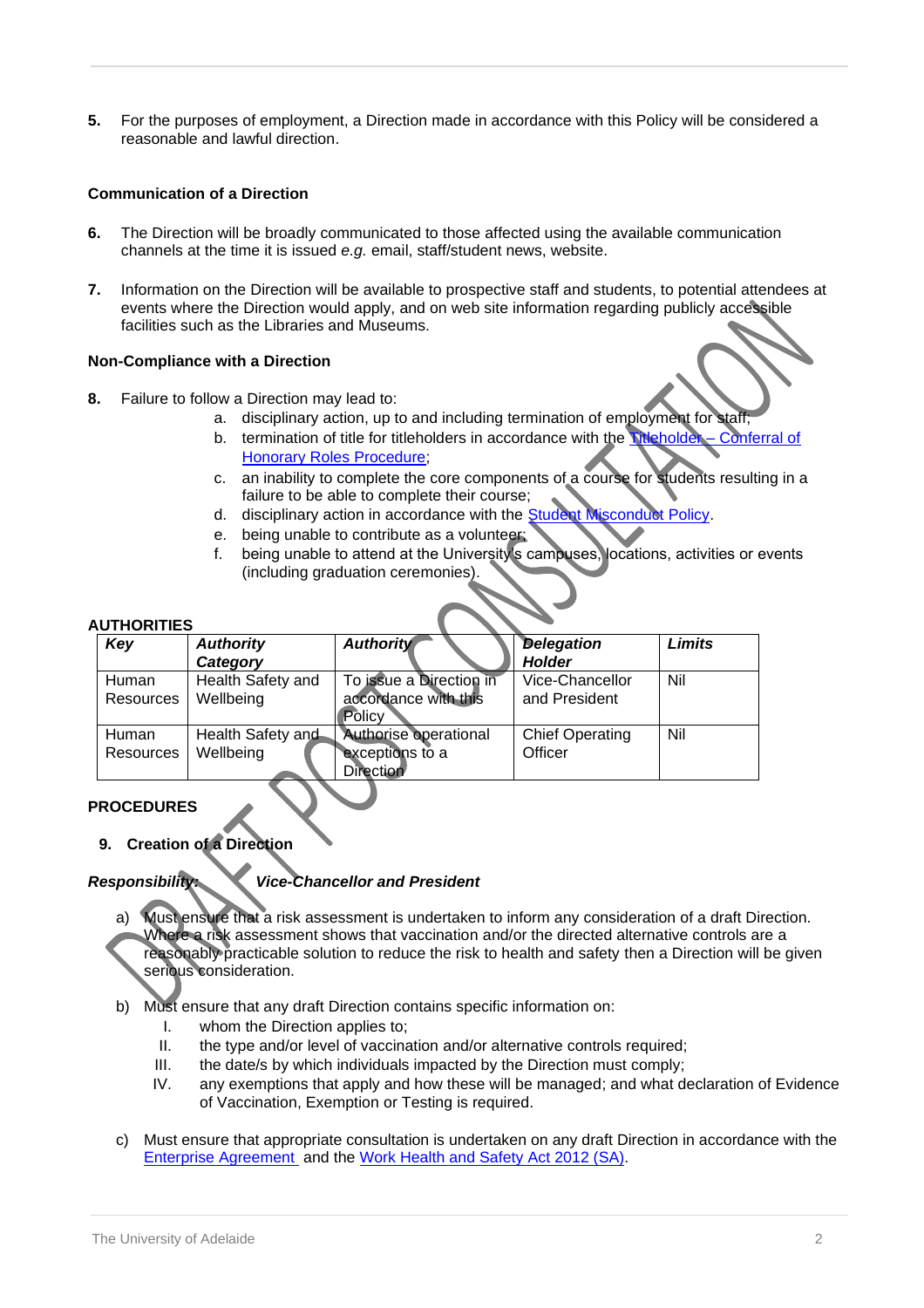**5.** For the purposes of employment, a Direction made in accordance with this Policy will be considered a reasonable and lawful direction.

**Communication of a Direction**

**6.** The Direction will be broadly communicated to those affected using the available communication channels at the time it is issued *e.g.* email, staff/student news, website.

**7.** Information on the Direction will be available to prospective staff and students, to potential attendees at events where the Direction would apply, and on web site information regarding publicly accessible facilities such as the Libraries and Museums.

**Non-Compliance with a Direction**

**8.** Failure to follow a Direction may lead to:

a. disciplinary action, up to and including termination of employment for staff;
b. termination of title for titleholders in accordance with the Titleholder – Conferral of Honorary Roles Procedure;
c. an inability to complete the core components of a course for students resulting in a failure to be able to complete their course;
d. disciplinary action in accordance with the Student Misconduct Policy.
e. being unable to contribute as a volunteer;
f. being unable to attend at the University's campuses, locations, activities or events (including graduation ceremonies).

**AUTHORITIES**

| *Key* | *Authority Category* | *Authority* | *Delegation Holder* | *Limits* |
|---|---|---|---|---|
| Human Resources | Health Safety and Wellbeing | To issue a Direction in accordance with this Policy | Vice-Chancellor and President | Nil |
| Human Resources | Health Safety and Wellbeing | Authorise operational exceptions to a Direction | Chief Operating Officer | Nil |

**PROCEDURES**

**9. Creation of a Direction**

***Responsibility: Vice-Chancellor and President***

a) Must ensure that a risk assessment is undertaken to inform any consideration of a draft Direction. Where a risk assessment shows that vaccination and/or the directed alternative controls are a reasonably practicable solution to reduce the risk to health and safety then a Direction will be given serious consideration.

b) Must ensure that any draft Direction contains specific information on:

I. whom the Direction applies to;
II. the type and/or level of vaccination and/or alternative controls required;
III. the date/s by which individuals impacted by the Direction must comply;
IV. any exemptions that apply and how these will be managed; and what declaration of Evidence of Vaccination, Exemption or Testing is required.

c) Must ensure that appropriate consultation is undertaken on any draft Direction in accordance with the Enterprise Agreement and the Work Health and Safety Act 2012 (SA).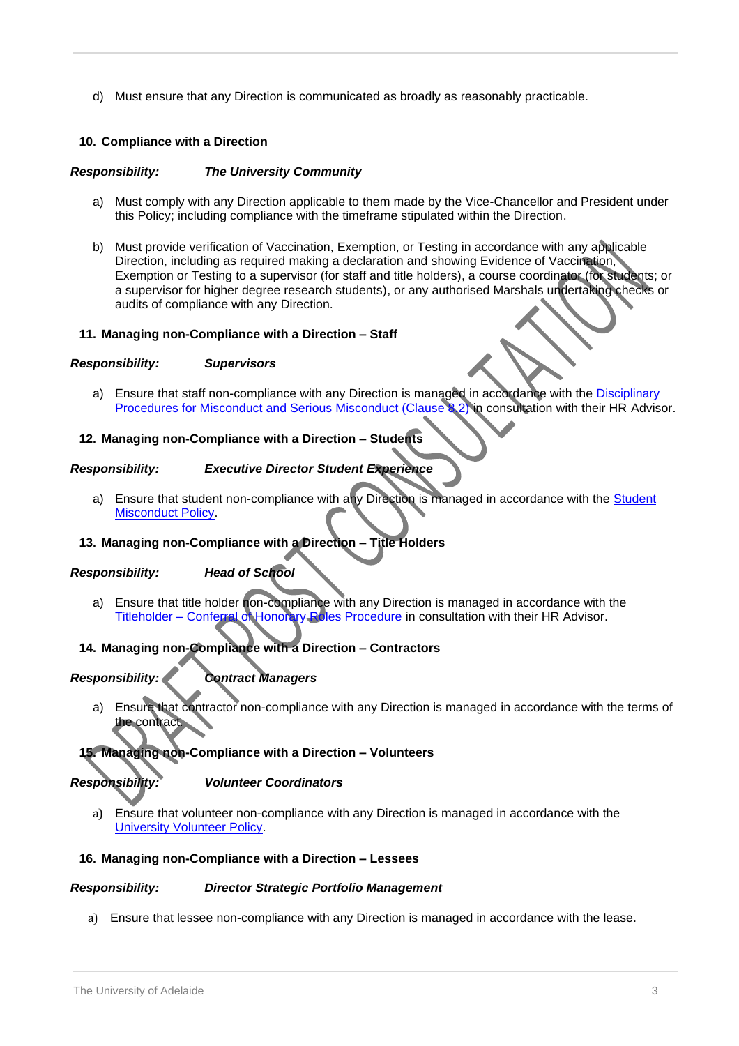d) Must ensure that any Direction is communicated as broadly as reasonably practicable.

## 10. Compliance with a Direction

***Responsibility: The University Community***

a) Must comply with any Direction applicable to them made by the Vice-Chancellor and President under this Policy; including compliance with the timeframe stipulated within the Direction.

b) Must provide verification of Vaccination, Exemption, or Testing in accordance with any applicable Direction, including as required making a declaration and showing Evidence of Vaccination, Exemption or Testing to a supervisor (for staff and title holders), a course coordinator (for students; or a supervisor for higher degree research students), or any authorised Marshals undertaking checks or audits of compliance with any Direction.

## 11. Managing non-Compliance with a Direction – Staff

***Responsibility: Supervisors***

a) Ensure that staff non-compliance with any Direction is managed in accordance with the Disciplinary Procedures for Misconduct and Serious Misconduct (Clause 8.2) in consultation with their HR Advisor.

## 12. Managing non-Compliance with a Direction – Students

***Responsibility: Executive Director Student Experience***

a) Ensure that student non-compliance with any Direction is managed in accordance with the Student Misconduct Policy.

## 13. Managing non-Compliance with a Direction – Title Holders

***Responsibility: Head of School***

a) Ensure that title holder non-compliance with any Direction is managed in accordance with the Titleholder – Conferral of Honorary Roles Procedure in consultation with their HR Advisor.

## 14. Managing non-Compliance with a Direction – Contractors

***Responsibility: Contract Managers***

a) Ensure that contractor non-compliance with any Direction is managed in accordance with the terms of the contract.

## 15. Managing non-Compliance with a Direction – Volunteers

***Responsibility: Volunteer Coordinators***

a) Ensure that volunteer non-compliance with any Direction is managed in accordance with the University Volunteer Policy.

## 16. Managing non-Compliance with a Direction – Lessees

***Responsibility: Director Strategic Portfolio Management***

a) Ensure that lessee non-compliance with any Direction is managed in accordance with the lease.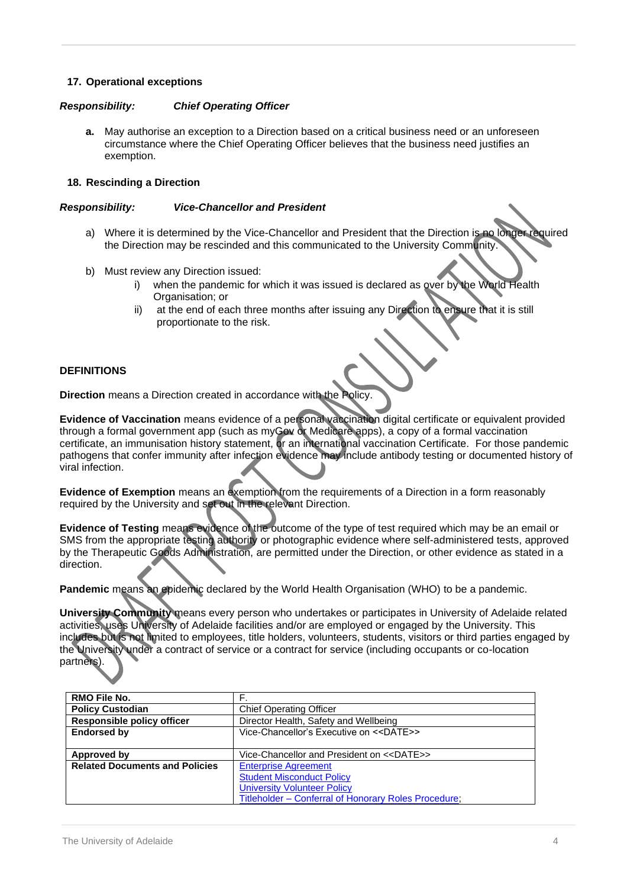## 17. Operational exceptions

***Responsibility: Chief Operating Officer***

**a.** May authorise an exception to a Direction based on a critical business need or an unforeseen circumstance where the Chief Operating Officer believes that the business need justifies an exemption.

## 18. Rescinding a Direction

***Responsibility: Vice-Chancellor and President***

a) Where it is determined by the Vice-Chancellor and President that the Direction is no longer required the Direction may be rescinded and this communicated to the University Community.

b) Must review any Direction issued:
   i) when the pandemic for which it was issued is declared as over by the World Health Organisation; or
   ii) at the end of each three months after issuing any Direction to ensure that it is still proportionate to the risk.

## DEFINITIONS

**Direction** means a Direction created in accordance with the Policy.

**Evidence of Vaccination** means evidence of a personal vaccination digital certificate or equivalent provided through a formal government app (such as myGov or Medicare apps), a copy of a formal vaccination certificate, an immunisation history statement, or an international vaccination Certificate. For those pandemic pathogens that confer immunity after infection evidence may include antibody testing or documented history of viral infection.

**Evidence of Exemption** means an exemption from the requirements of a Direction in a form reasonably required by the University and set out in the relevant Direction.

**Evidence of Testing** means evidence of the outcome of the type of test required which may be an email or SMS from the appropriate testing authority or photographic evidence where self-administered tests, approved by the Therapeutic Goods Administration, are permitted under the Direction, or other evidence as stated in a direction.

**Pandemic** means an epidemic declared by the World Health Organisation (WHO) to be a pandemic.

**University Community** means every person who undertakes or participates in University of Adelaide related activities, uses University of Adelaide facilities and/or are employed or engaged by the University. This includes but is not limited to employees, title holders, volunteers, students, visitors or third parties engaged by the University under a contract of service or a contract for service (including occupants or co-location partners).

| RMO File No. | F. |
|---|---|
| **Policy Custodian** | Chief Operating Officer |
| **Responsible policy officer** | Director Health, Safety and Wellbeing |
| **Endorsed by** | Vice-Chancellor's Executive on <<DATE>> |
| **Approved by** | Vice-Chancellor and President on <<DATE>> |
| **Related Documents and Policies** | Enterprise Agreement<br>Student Misconduct Policy<br>University Volunteer Policy<br>Titleholder – Conferral of Honorary Roles Procedure; |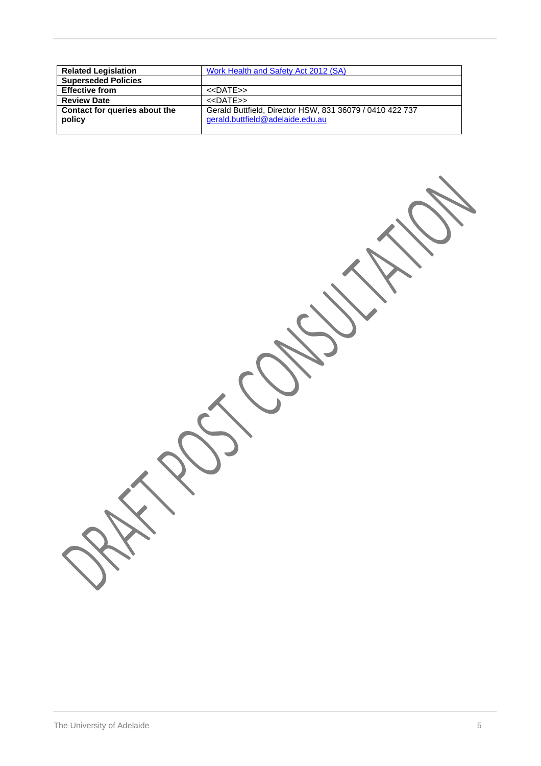| | |
|---|---|
| **Related Legislation** | Work Health and Safety Act 2012 (SA) |
| **Superseded Policies** | |
| **Effective from** | <<DATE>> |
| **Review Date** | <<DATE>> |
| **Contact for queries about the policy** | Gerald Buttfield, Director HSW, 831 36079 / 0410 422 737<br>gerald.buttfield@adelaide.edu.au |

DRAFT POST CONSULTATION